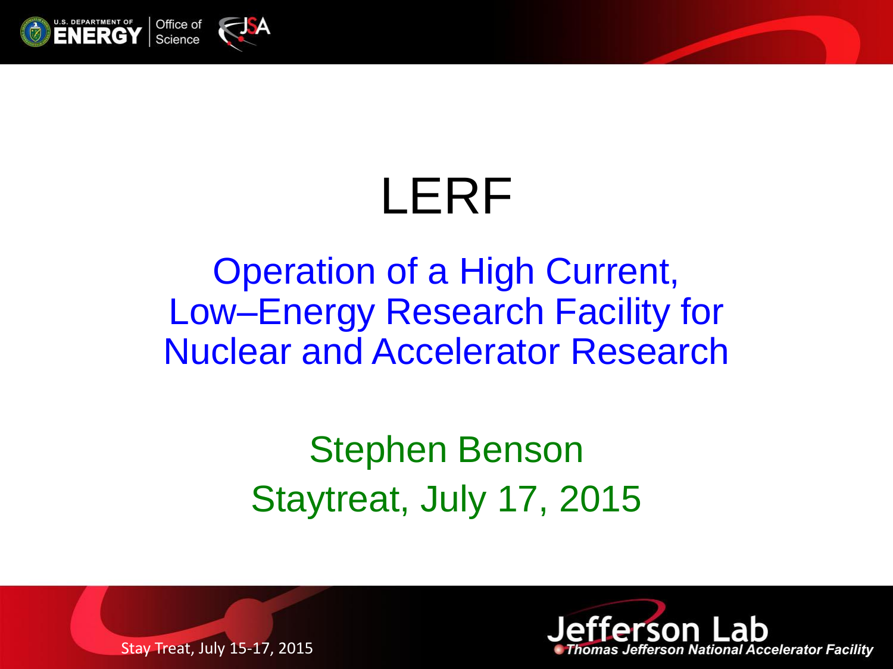# LERF

## Operation of a High Current, Low–Energy Research Facility for Nuclear and Accelerator Research

Stephen Benson

Staytreat, July 17, 2015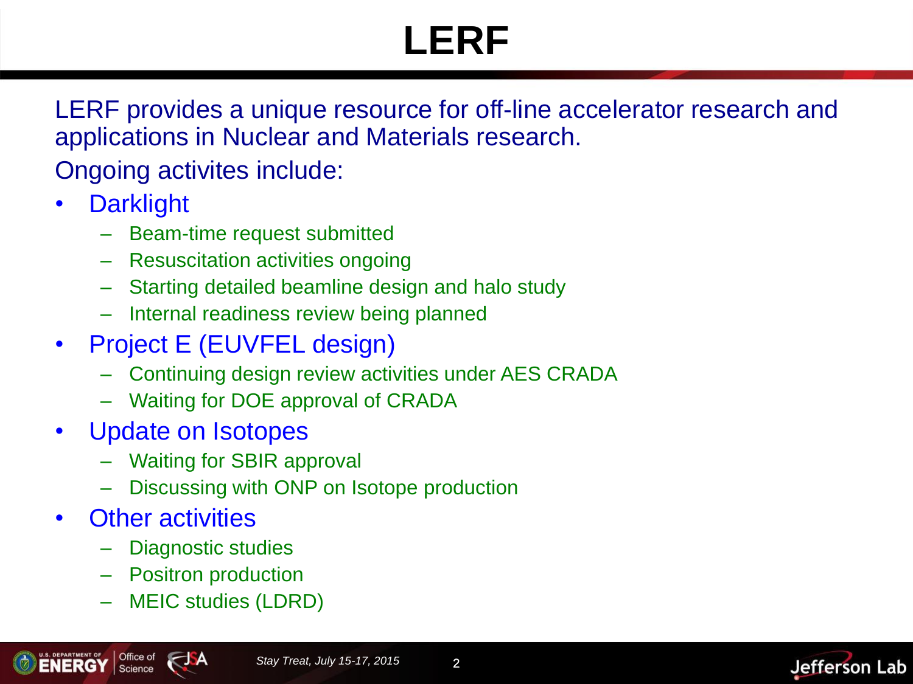# LERF

LERF provides a unique resource for off-line accelerator research and applications in Nuclear and Materials research.

Ongoing activites include:

- Darklight
  - Beam-time request submitted
  - Resuscitation activities ongoing
  - Starting detailed beamline design and halo study
  - Internal readiness review being planned
- Project E (EUVFEL design)
  - Continuing design review activities under AES CRADA
  - Waiting for DOE approval of CRADA
- Update on Isotopes
  - Waiting for SBIR approval
  - Discussing with ONP on Isotope production
- Other activities
  - Diagnostic studies
  - Positron production
  - MEIC studies (LDRD)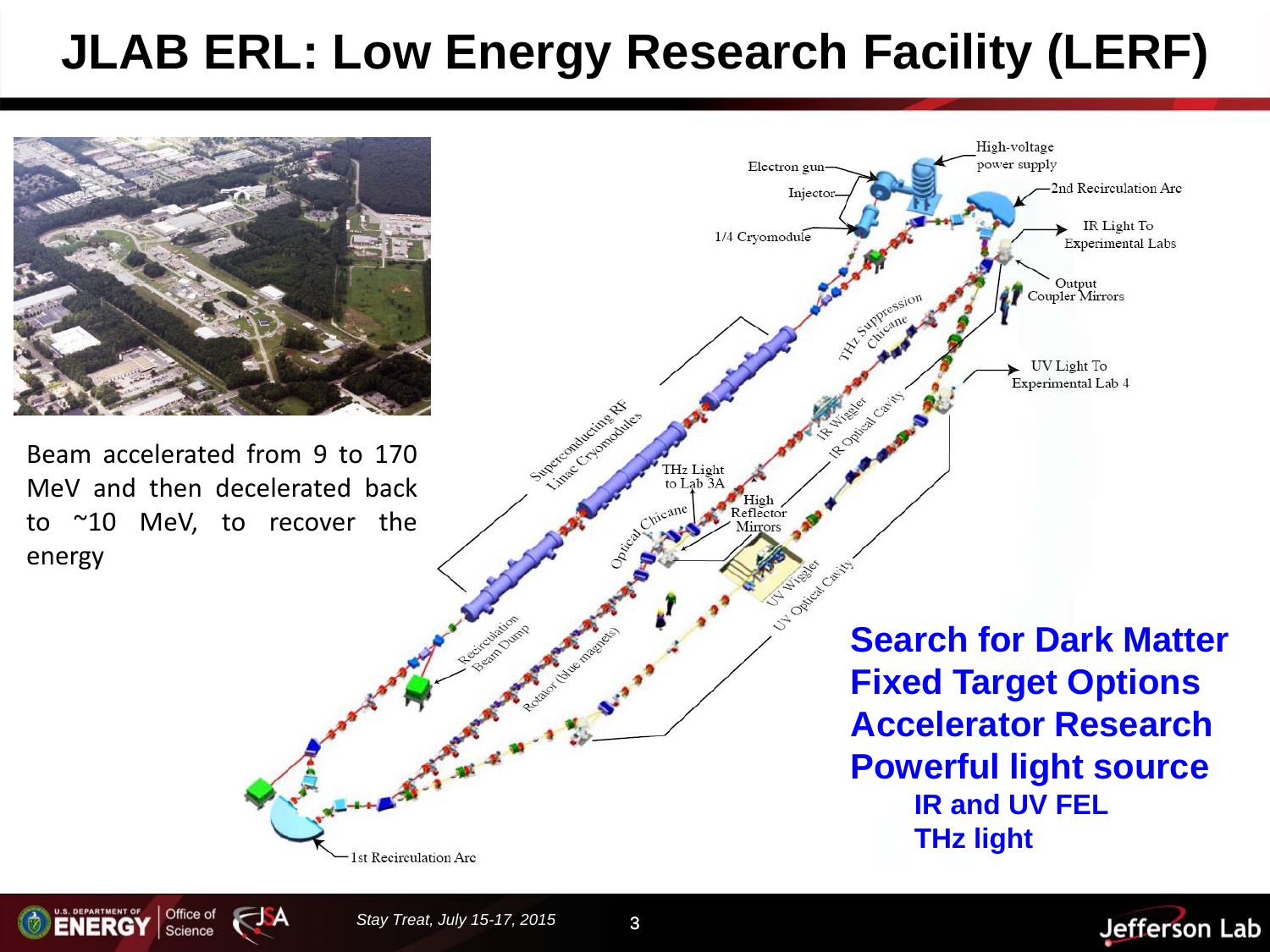# JLAB ERL: Low Energy Research Facility (LERF)

Beam accelerated from 9 to 170 MeV and then decelerated back to ~10 MeV, to recover the energy

Electron gun
Injector
1/4 Cryomodule
High-voltage power supply
2nd Recirculation Arc
IR Light To Experimental Labs
Output Coupler Mirrors
THz Suppression Chicane
UV Light To Experimental Lab 4
IR Wiggler
IR Optical Cavity
Superconducting RF Linac Cryomodules
THz Light to Lab 3A
High Reflector Mirrors
Optical Chicane
UV Wiggler
UV Optical Cavity
Recirculation Beam Dump
Rotator (blue magnets)
1st Recirculation Arc

**Search for Dark Matter**
**Fixed Target Options**
**Accelerator Research**
**Powerful light source**
- **IR and UV FEL**
- **THz light**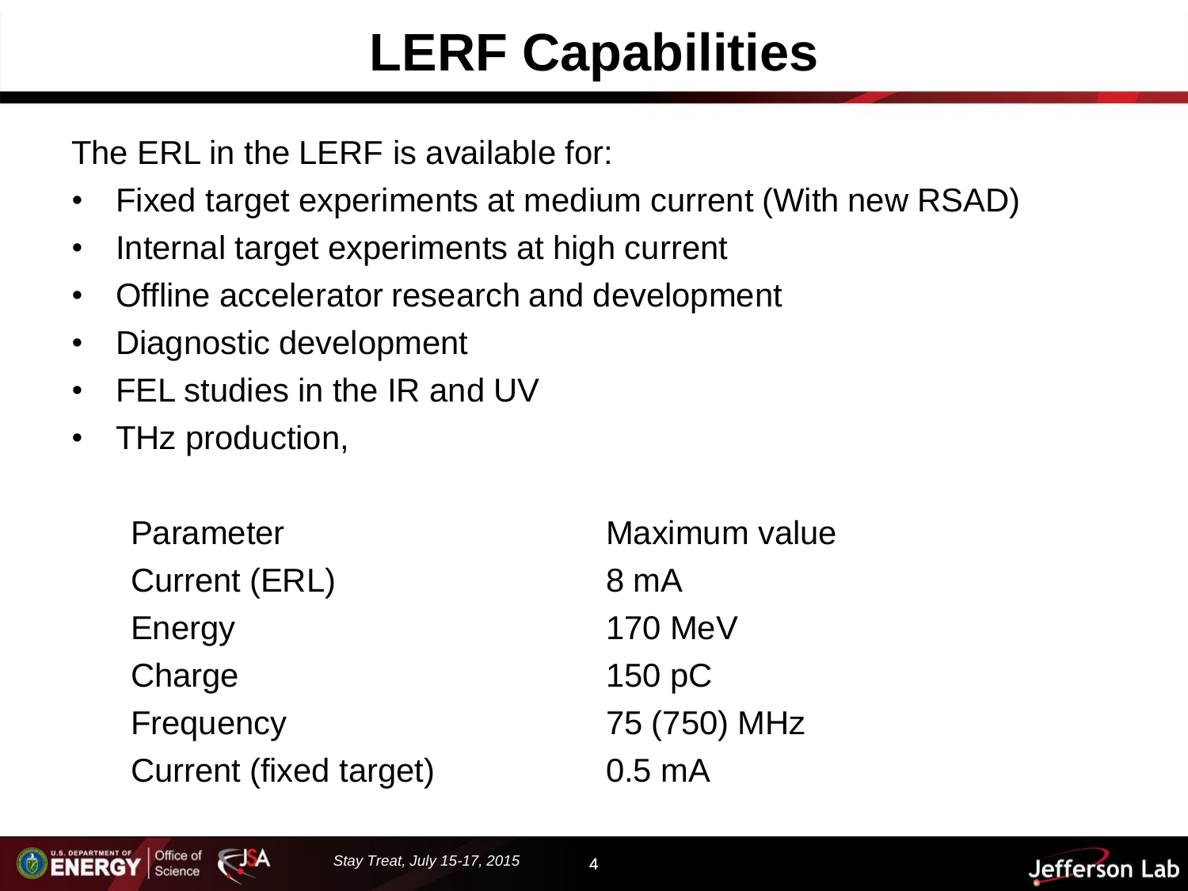# LERF Capabilities

The ERL in the LERF is available for:

- Fixed target experiments at medium current (With new RSAD)
- Internal target experiments at high current
- Offline accelerator research and development
- Diagnostic development
- FEL studies in the IR and UV
- THz production,

| Parameter | Maximum value |
|---|---|
| Current (ERL) | 8 mA |
| Energy | 170 MeV |
| Charge | 150 pC |
| Frequency | 75 (750) MHz |
| Current (fixed target) | 0.5 mA |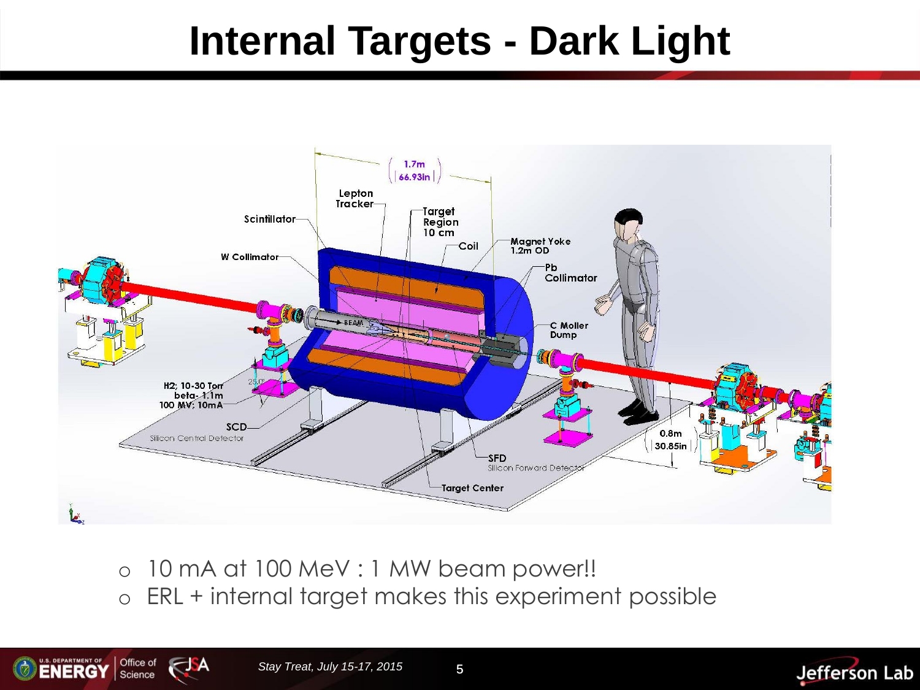# Internal Targets - Dark Light

1.7m (66.93in)

Lepton Tracker

Scintillator

Target Region 10 cm

Coil

Magnet Yoke 1.2m OD

W Collimator

Pb Collimator

C Moller Dump

$H_2$; 10-30 Torr
beta- 1.1m
100 MV; 10mA

SCD
Silicon Central Detector

SFD
Silicon Forward Detector

Target Center

0.8m (30.85in)

- 10 mA at 100 MeV : 1 MW beam power!!
- ERL + internal target makes this experiment possible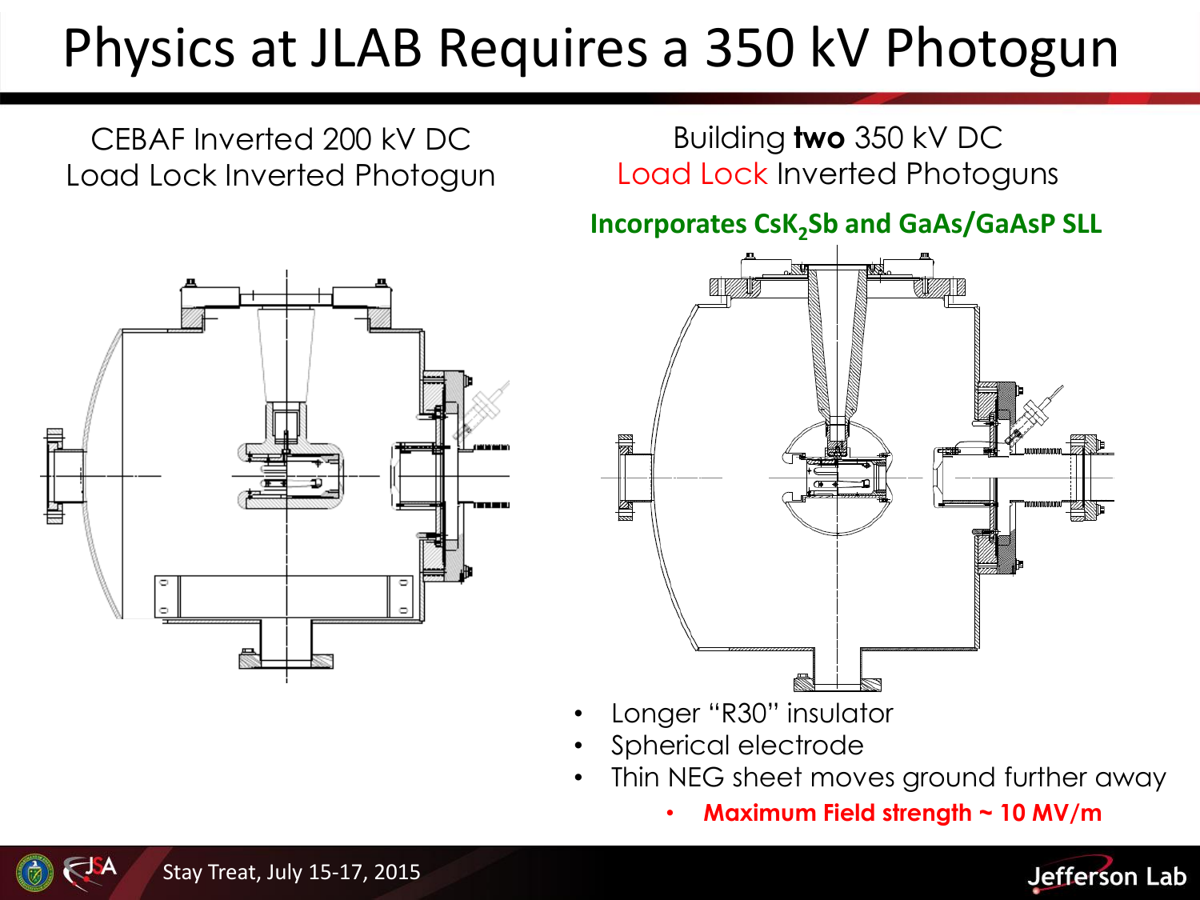# Physics at JLAB Requires a 350 kV Photogun

CEBAF Inverted 200 kV DC Load Lock Inverted Photogun

Building **two** 350 kV DC Load Lock Inverted Photoguns

**Incorporates $CsK_2Sb$ and GaAs/GaAsP SLL**

- Longer "R30" insulator
- Spherical electrode
- Thin NEG sheet moves ground further away
  - **Maximum Field strength ~ 10 MV/m**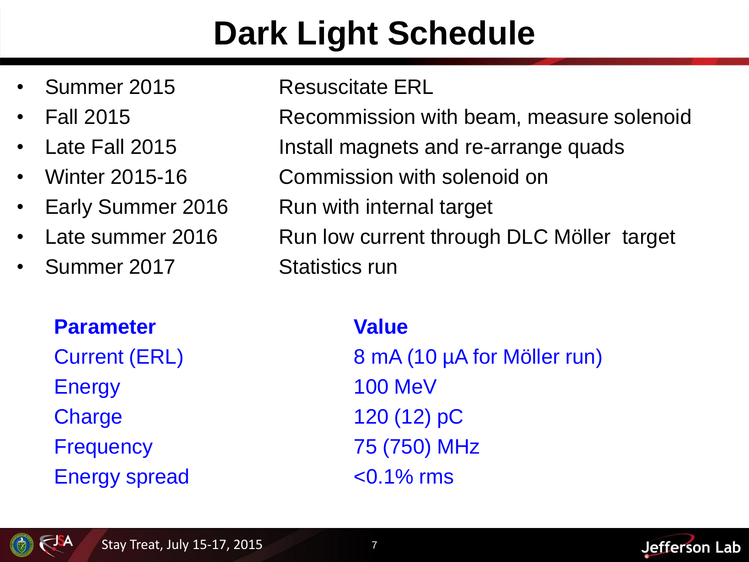# Dark Light Schedule

- Summer 2015 — Resuscitate ERL
- Fall 2015 — Recommission with beam, measure solenoid
- Late Fall 2015 — Install magnets and re-arrange quads
- Winter 2015-16 — Commission with solenoid on
- Early Summer 2016 — Run with internal target
- Late summer 2016 — Run low current through DLC Möller target
- Summer 2017 — Statistics run

| **Parameter** | **Value** |
|---|---|
| Current (ERL) | 8 mA (10 µA for Möller run) |
| Energy | 100 MeV |
| Charge | 120 (12) pC |
| Frequency | 75 (750) MHz |
| Energy spread | <0.1% rms |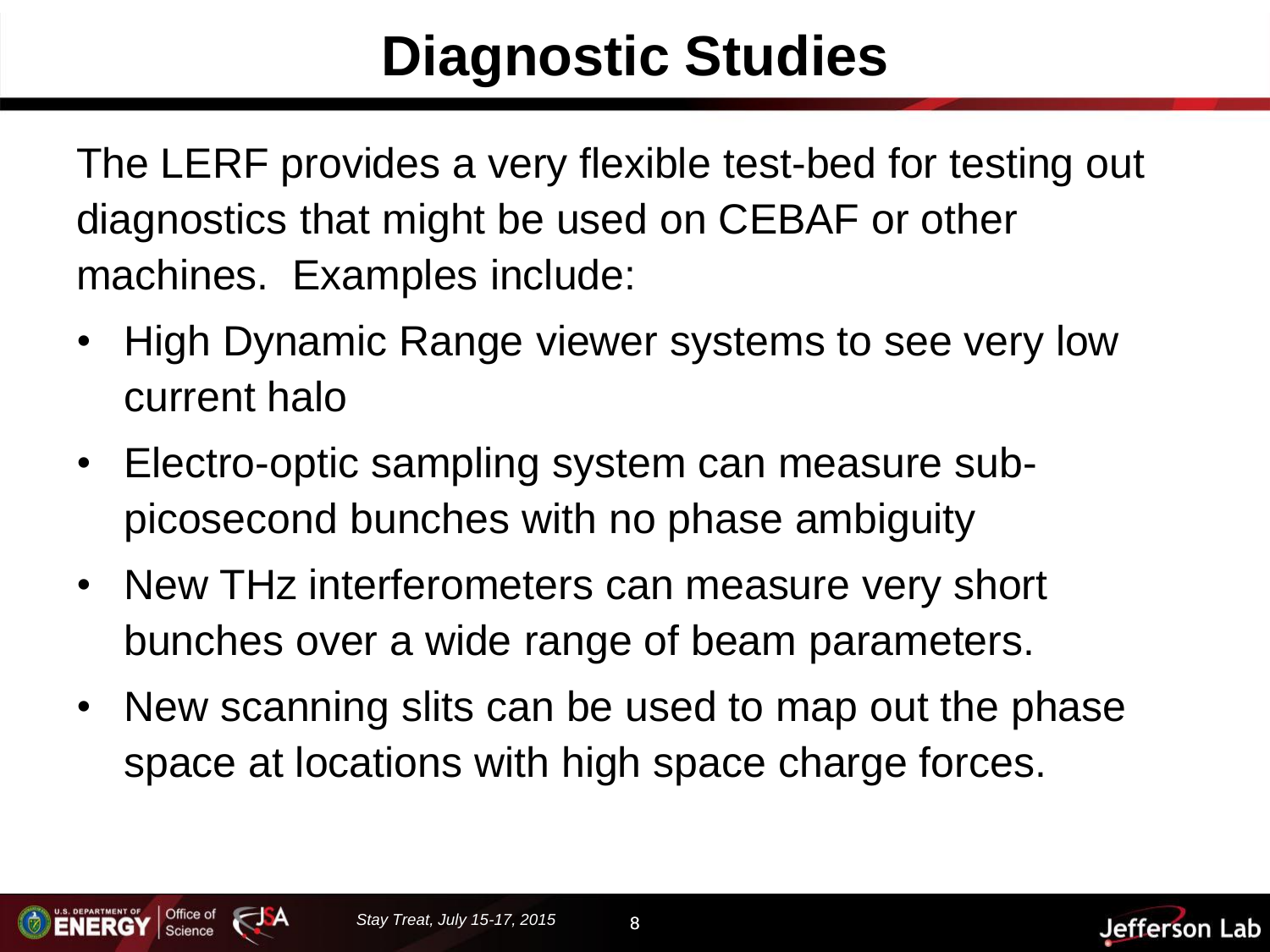# Diagnostic Studies

The LERF provides a very flexible test-bed for testing out diagnostics that might be used on CEBAF or other machines. Examples include:

- High Dynamic Range viewer systems to see very low current halo
- Electro-optic sampling system can measure sub-picosecond bunches with no phase ambiguity
- New THz interferometers can measure very short bunches over a wide range of beam parameters.
- New scanning slits can be used to map out the phase space at locations with high space charge forces.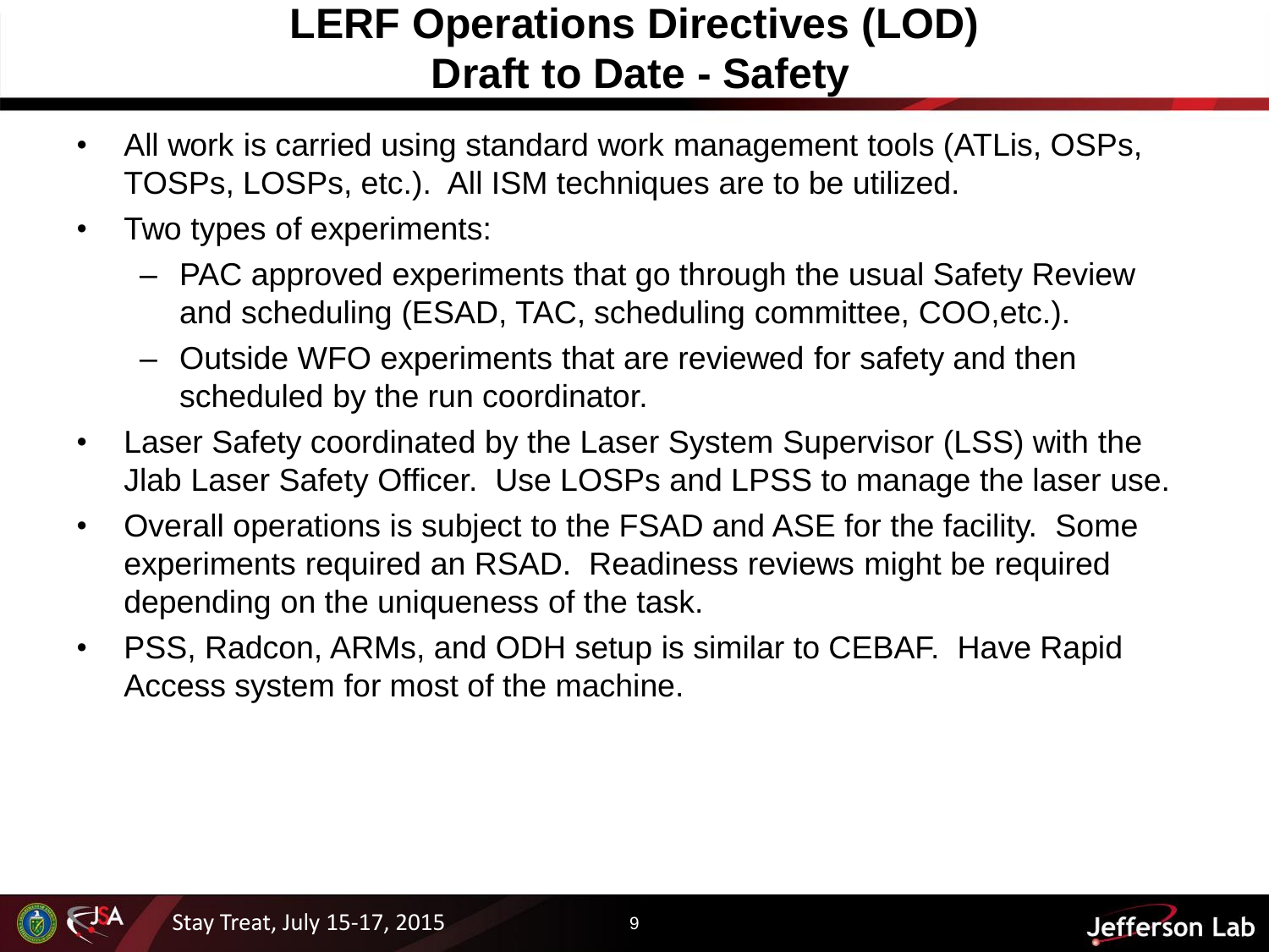# LERF Operations Directives (LOD)
## Draft to Date - Safety

- All work is carried using standard work management tools (ATLis, OSPs, TOSPs, LOSPs, etc.). All ISM techniques are to be utilized.
- Two types of experiments:
  - PAC approved experiments that go through the usual Safety Review and scheduling (ESAD, TAC, scheduling committee, COO,etc.).
  - Outside WFO experiments that are reviewed for safety and then scheduled by the run coordinator.
- Laser Safety coordinated by the Laser System Supervisor (LSS) with the Jlab Laser Safety Officer. Use LOSPs and LPSS to manage the laser use.
- Overall operations is subject to the FSAD and ASE for the facility. Some experiments required an RSAD. Readiness reviews might be required depending on the uniqueness of the task.
- PSS, Radcon, ARMs, and ODH setup is similar to CEBAF. Have Rapid Access system for most of the machine.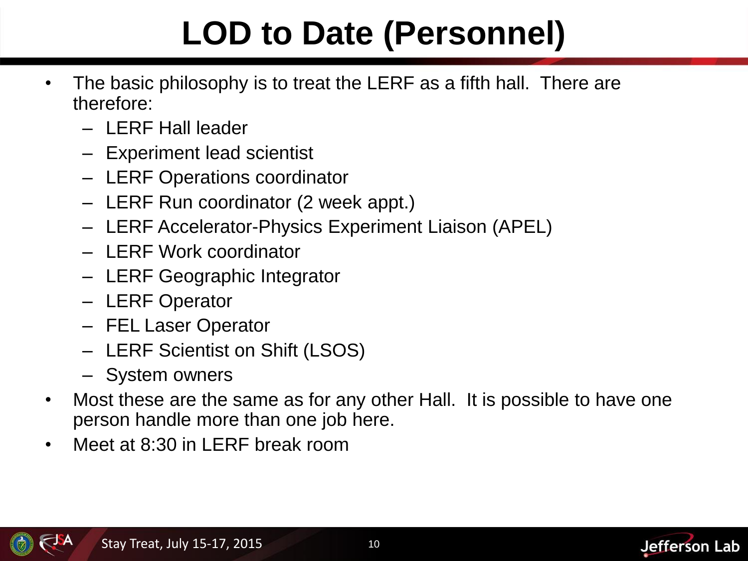# LOD to Date (Personnel)

- The basic philosophy is to treat the LERF as a fifth hall. There are therefore:
  - LERF Hall leader
  - Experiment lead scientist
  - LERF Operations coordinator
  - LERF Run coordinator (2 week appt.)
  - LERF Accelerator-Physics Experiment Liaison (APEL)
  - LERF Work coordinator
  - LERF Geographic Integrator
  - LERF Operator
  - FEL Laser Operator
  - LERF Scientist on Shift (LSOS)
  - System owners
- Most these are the same as for any other Hall. It is possible to have one person handle more than one job here.
- Meet at 8:30 in LERF break room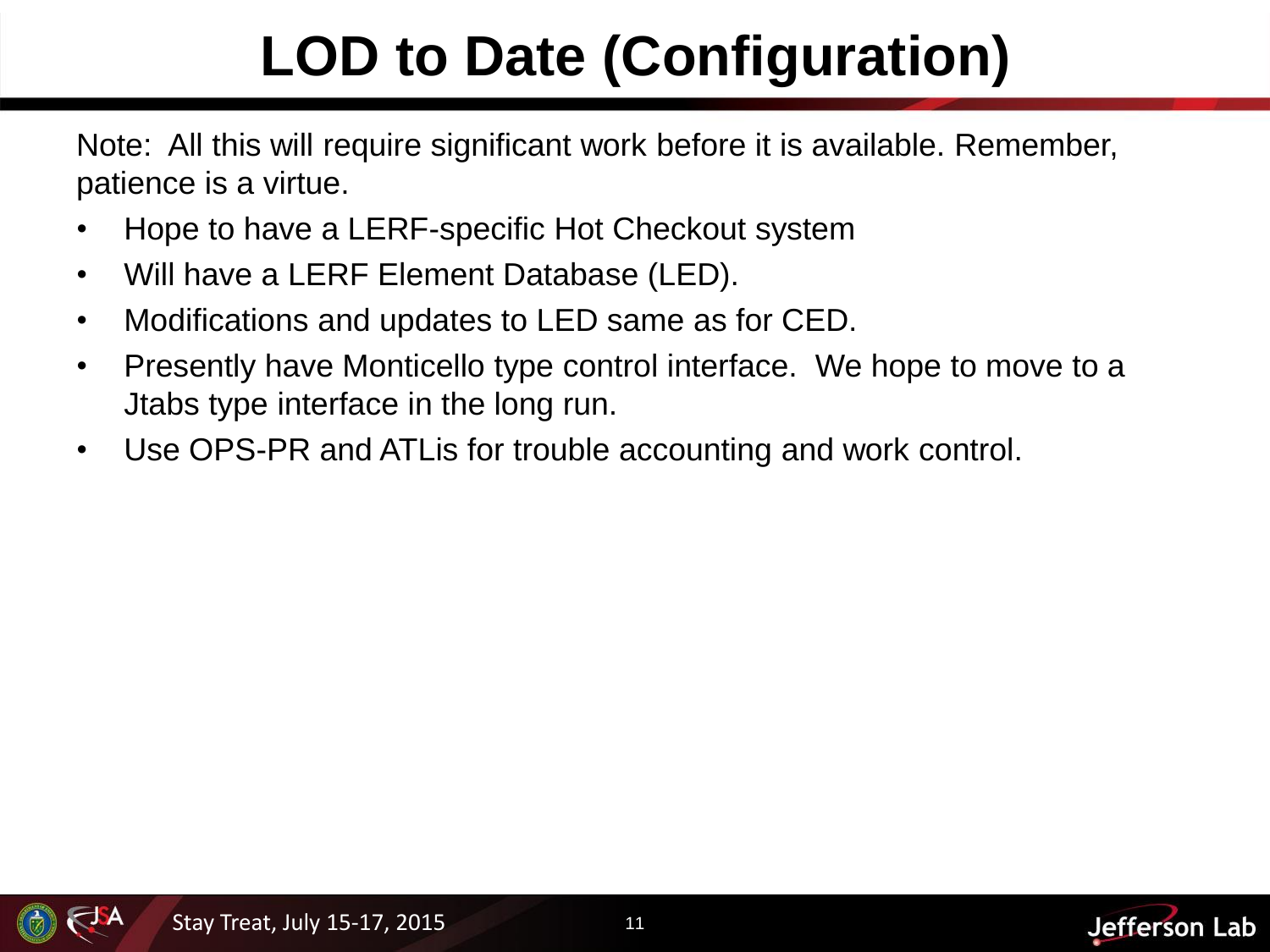# LOD to Date (Configuration)

Note: All this will require significant work before it is available. Remember, patience is a virtue.

- Hope to have a LERF-specific Hot Checkout system
- Will have a LERF Element Database (LED).
- Modifications and updates to LED same as for CED.
- Presently have Monticello type control interface. We hope to move to a Jtabs type interface in the long run.
- Use OPS-PR and ATLis for trouble accounting and work control.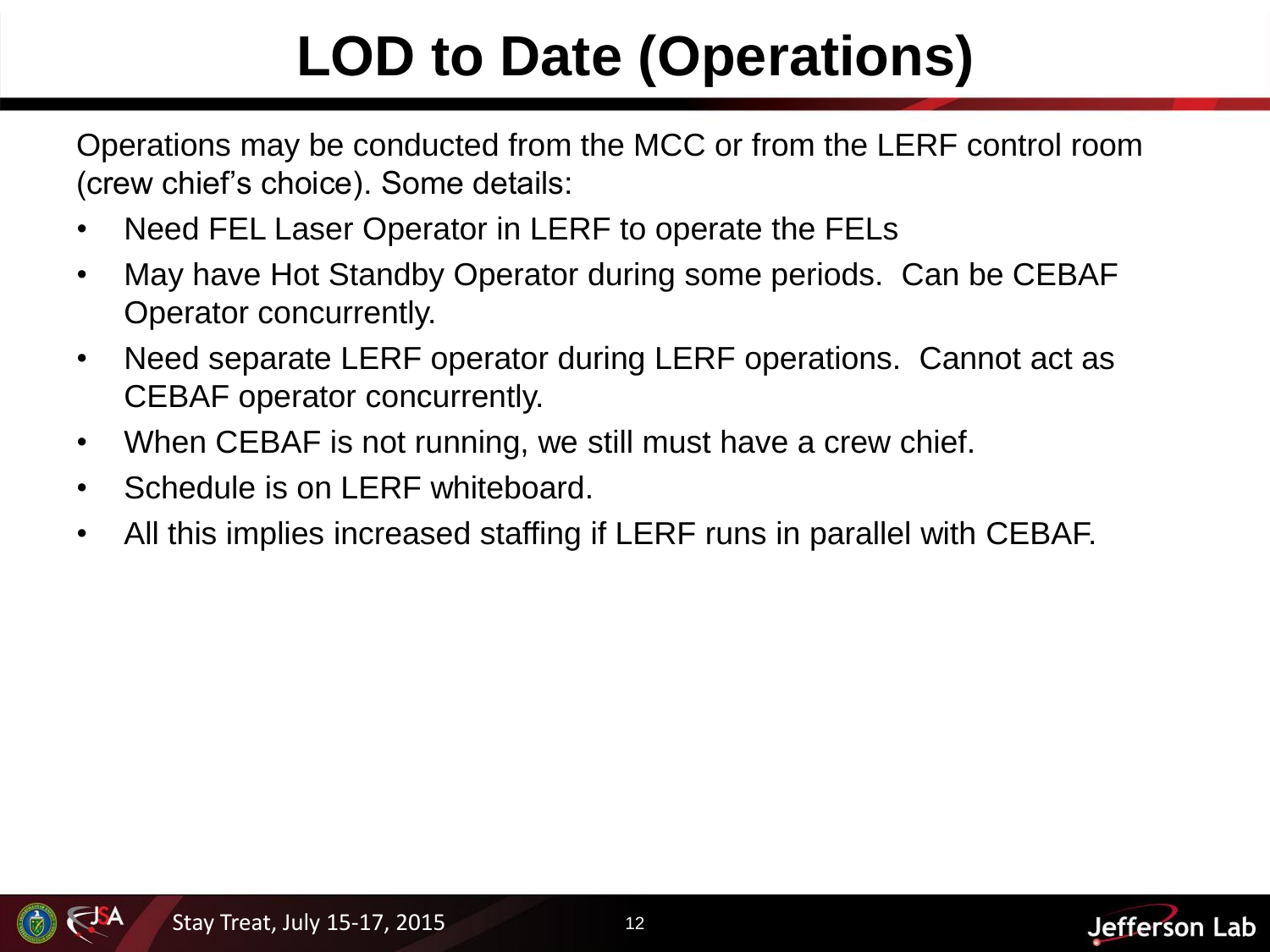# LOD to Date (Operations)

Operations may be conducted from the MCC or from the LERF control room (crew chief's choice). Some details:

- Need FEL Laser Operator in LERF to operate the FELs
- May have Hot Standby Operator during some periods.  Can be CEBAF Operator concurrently.
- Need separate LERF operator during LERF operations.  Cannot act as CEBAF operator concurrently.
- When CEBAF is not running, we still must have a crew chief.
- Schedule is on LERF whiteboard.
- All this implies increased staffing if LERF runs in parallel with CEBAF.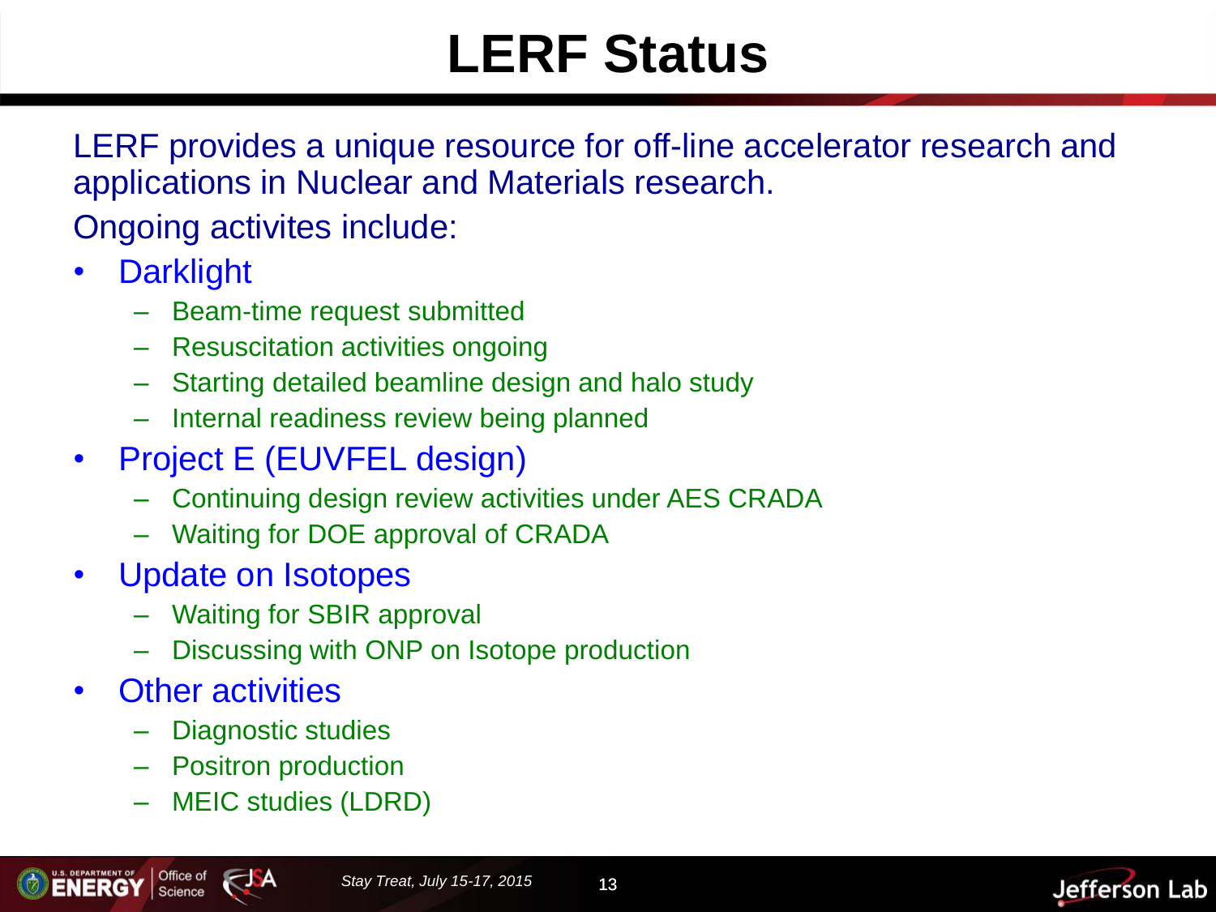# LERF Status

LERF provides a unique resource for off-line accelerator research and applications in Nuclear and Materials research.

Ongoing activites include:

- Darklight
  - Beam-time request submitted
  - Resuscitation activities ongoing
  - Starting detailed beamline design and halo study
  - Internal readiness review being planned
- Project E (EUVFEL design)
  - Continuing design review activities under AES CRADA
  - Waiting for DOE approval of CRADA
- Update on Isotopes
  - Waiting for SBIR approval
  - Discussing with ONP on Isotope production
- Other activities
  - Diagnostic studies
  - Positron production
  - MEIC studies (LDRD)